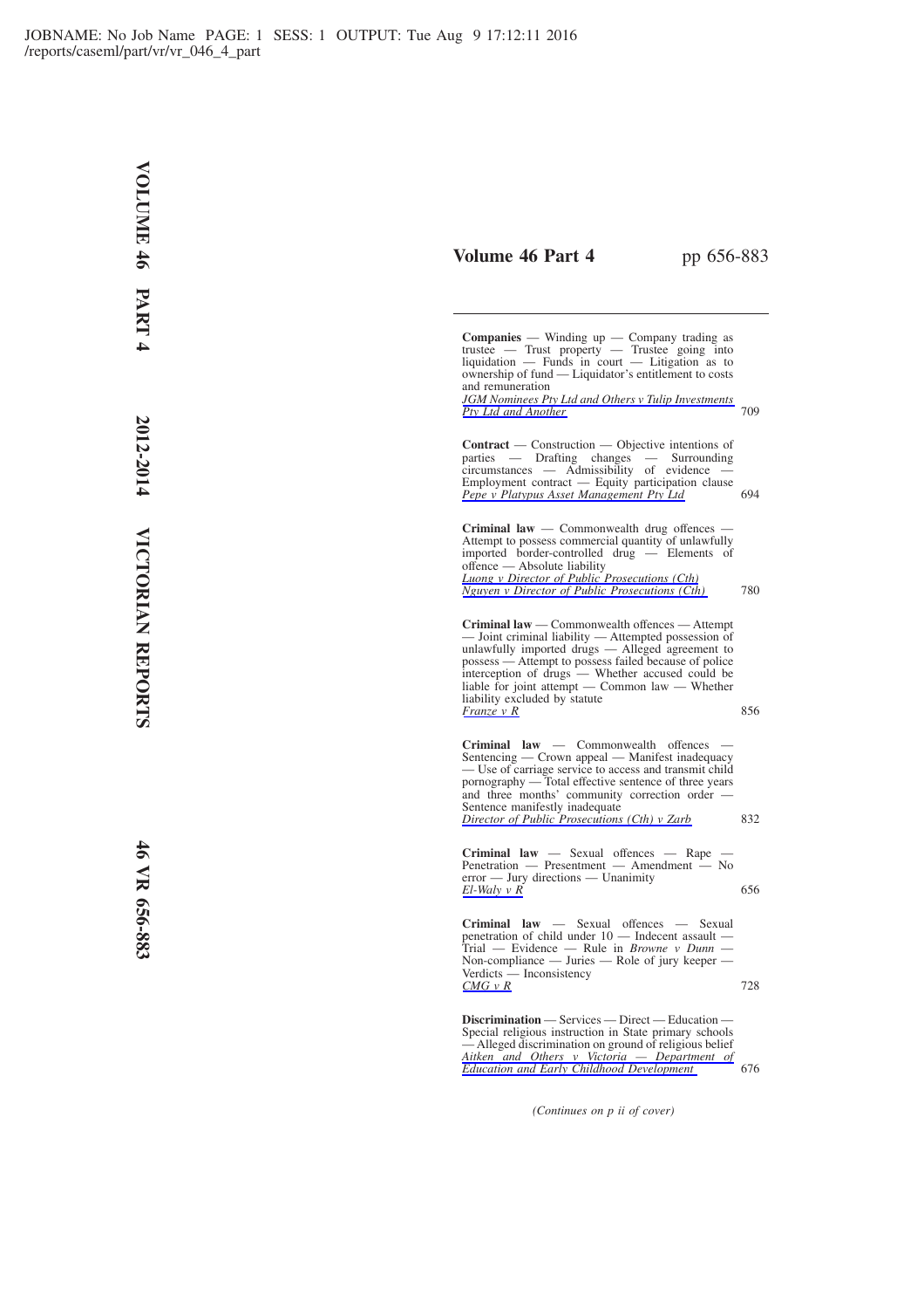## Volume 46 Part 4 — pp 656-883

**Companies** — Winding up — Company trading as trustee — Trust property — Trustee going into liquidation — Funds in court — Litigation as to ownership of fund — Liquidator's entitlement to costs and remuneration
*JGM Nominees Pty Ltd and Others v Tulip Investments Pty Ltd and Another* — 709

**Contract** — Construction — Objective intentions of parties — Drafting changes — Surrounding circumstances — Admissibility of evidence — Employment contract — Equity participation clause
*Pepe v Platypus Asset Management Pty Ltd* — 694

**Criminal law** — Commonwealth drug offences — Attempt to possess commercial quantity of unlawfully imported border-controlled drug — Elements of offence — Absolute liability
*Luong v Director of Public Prosecutions (Cth)*
*Nguyen v Director of Public Prosecutions (Cth)* — 780

**Criminal law** — Commonwealth offences — Attempt — Joint criminal liability — Attempted possession of unlawfully imported drugs — Alleged agreement to possess — Attempt to possess failed because of police interception of drugs — Whether accused could be liable for joint attempt — Common law — Whether liability excluded by statute
*Franze v R* — 856

**Criminal law** — Commonwealth offences — Sentencing — Crown appeal — Manifest inadequacy — Use of carriage service to access and transmit child pornography — Total effective sentence of three years and three months' community correction order — Sentence manifestly inadequate
*Director of Public Prosecutions (Cth) v Zarb* — 832

**Criminal law** — Sexual offences — Rape — Penetration — Presentment — Amendment — No error — Jury directions — Unanimity
*El-Waly v R* — 656

**Criminal law** — Sexual offences — Sexual penetration of child under 10 — Indecent assault — Trial — Evidence — Rule in *Browne v Dunn* — Non-compliance — Juries — Role of jury keeper — Verdicts — Inconsistency
*CMG v R* — 728

**Discrimination** — Services — Direct — Education — Special religious instruction in State primary schools — Alleged discrimination on ground of religious belief
*Aitken and Others v Victoria — Department of Education and Early Childhood Development* — 676

*(Continues on p ii of cover)*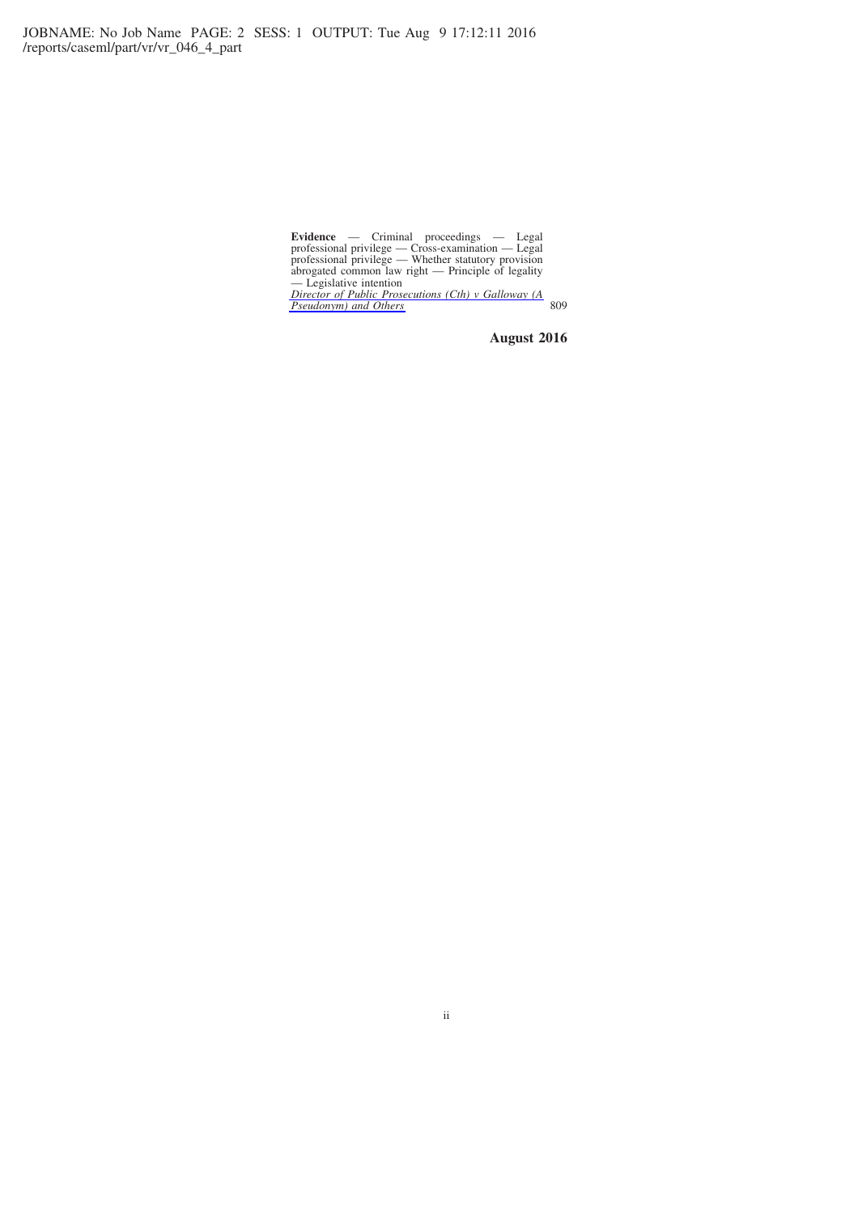**Evidence** — Criminal proceedings — Legal professional privilege — Cross-examination — Legal professional privilege — Whether statutory provision abrogated common law right — Principle of legality — Legislative intention

*Director of Public Prosecutions (Cth) v Galloway (A Pseudonym) and Others* 809

**August 2016**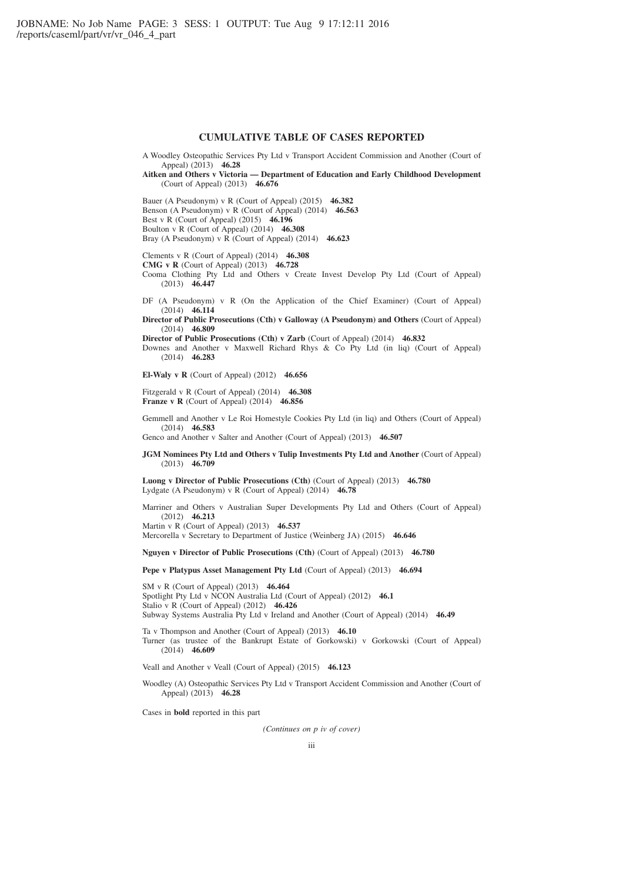## CUMULATIVE TABLE OF CASES REPORTED

A Woodley Osteopathic Services Pty Ltd v Transport Accident Commission and Another (Court of Appeal) (2013) **46.28**

**Aitken and Others v Victoria — Department of Education and Early Childhood Development** (Court of Appeal) (2013) **46.676**

Bauer (A Pseudonym) v R (Court of Appeal) (2015) **46.382**

Benson (A Pseudonym) v R (Court of Appeal) (2014) **46.563**

Best v R (Court of Appeal) (2015) **46.196**

Boulton v R (Court of Appeal) (2014) **46.308**

Bray (A Pseudonym) v R (Court of Appeal) (2014) **46.623**

Clements v R (Court of Appeal) (2014) **46.308**

**CMG v R** (Court of Appeal) (2013) **46.728**

Cooma Clothing Pty Ltd and Others v Create Invest Develop Pty Ltd (Court of Appeal) (2013) **46.447**

DF (A Pseudonym) v R (On the Application of the Chief Examiner) (Court of Appeal) (2014) **46.114**

**Director of Public Prosecutions (Cth) v Galloway (A Pseudonym) and Others** (Court of Appeal) (2014) **46.809**

**Director of Public Prosecutions (Cth) v Zarb** (Court of Appeal) (2014) **46.832**

Downes and Another v Maxwell Richard Rhys & Co Pty Ltd (in liq) (Court of Appeal) (2014) **46.283**

**El-Waly v R** (Court of Appeal) (2012) **46.656**

Fitzgerald v R (Court of Appeal) (2014) **46.308**

**Franze v R** (Court of Appeal) (2014) **46.856**

Gemmell and Another v Le Roi Homestyle Cookies Pty Ltd (in liq) and Others (Court of Appeal) (2014) **46.583**

Genco and Another v Salter and Another (Court of Appeal) (2013) **46.507**

**JGM Nominees Pty Ltd and Others v Tulip Investments Pty Ltd and Another** (Court of Appeal) (2013) **46.709**

**Luong v Director of Public Prosecutions (Cth)** (Court of Appeal) (2013) **46.780**

Lydgate (A Pseudonym) v R (Court of Appeal) (2014) **46.78**

Marriner and Others v Australian Super Developments Pty Ltd and Others (Court of Appeal) (2012) **46.213**

Martin v R (Court of Appeal) (2013) **46.537**

Mercorella v Secretary to Department of Justice (Weinberg JA) (2015) **46.646**

**Nguyen v Director of Public Prosecutions (Cth)** (Court of Appeal) (2013) **46.780**

**Pepe v Platypus Asset Management Pty Ltd** (Court of Appeal) (2013) **46.694**

SM v R (Court of Appeal) (2013) **46.464**

Spotlight Pty Ltd v NCON Australia Ltd (Court of Appeal) (2012) **46.1**

Stalio v R (Court of Appeal) (2012) **46.426**

Subway Systems Australia Pty Ltd v Ireland and Another (Court of Appeal) (2014) **46.49**

Ta v Thompson and Another (Court of Appeal) (2013) **46.10**

Turner (as trustee of the Bankrupt Estate of Gorkowski) v Gorkowski (Court of Appeal) (2014) **46.609**

Veall and Another v Veall (Court of Appeal) (2015) **46.123**

Woodley (A) Osteopathic Services Pty Ltd v Transport Accident Commission and Another (Court of Appeal) (2013) **46.28**

Cases in **bold** reported in this part

*(Continues on p iv of cover)*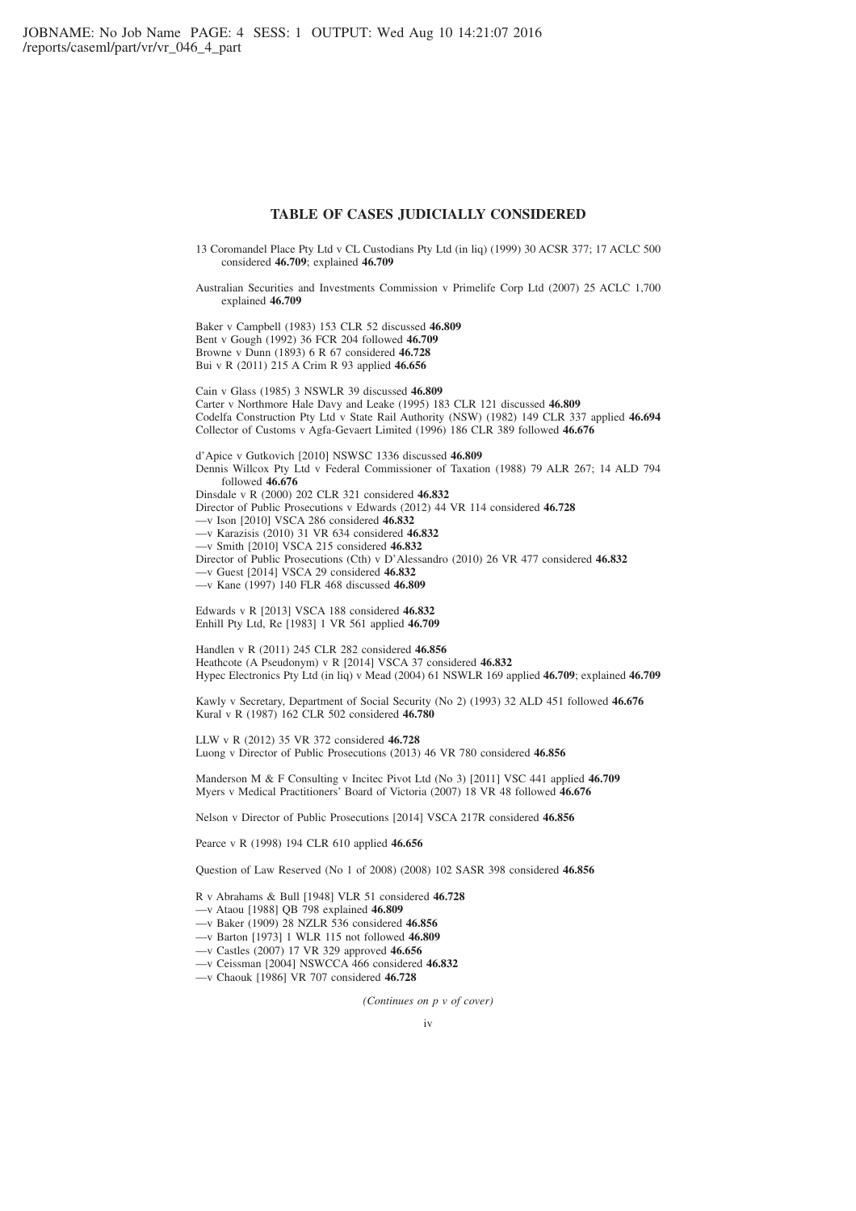# TABLE OF CASES JUDICIALLY CONSIDERED

13 Coromandel Place Pty Ltd v CL Custodians Pty Ltd (in liq) (1999) 30 ACSR 377; 17 ACLC 500 considered **46.709**; explained **46.709**

Australian Securities and Investments Commission v Primelife Corp Ltd (2007) 25 ACLC 1,700 explained **46.709**

Baker v Campbell (1983) 153 CLR 52 discussed **46.809**
Bent v Gough (1992) 36 FCR 204 followed **46.709**
Browne v Dunn (1893) 6 R 67 considered **46.728**
Bui v R (2011) 215 A Crim R 93 applied **46.656**

Cain v Glass (1985) 3 NSWLR 39 discussed **46.809**
Carter v Northmore Hale Davy and Leake (1995) 183 CLR 121 discussed **46.809**
Codelfa Construction Pty Ltd v State Rail Authority (NSW) (1982) 149 CLR 337 applied **46.694**
Collector of Customs v Agfa-Gevaert Limited (1996) 186 CLR 389 followed **46.676**

d'Apice v Gutkovich [2010] NSWSC 1336 discussed **46.809**
Dennis Willcox Pty Ltd v Federal Commissioner of Taxation (1988) 79 ALR 267; 14 ALD 794 followed **46.676**
Dinsdale v R (2000) 202 CLR 321 considered **46.832**
Director of Public Prosecutions v Edwards (2012) 44 VR 114 considered **46.728**
—v Ison [2010] VSCA 286 considered **46.832**
—v Karazisis (2010) 31 VR 634 considered **46.832**
—v Smith [2010] VSCA 215 considered **46.832**
Director of Public Prosecutions (Cth) v D'Alessandro (2010) 26 VR 477 considered **46.832**
—v Guest [2014] VSCA 29 considered **46.832**
—v Kane (1997) 140 FLR 468 discussed **46.809**

Edwards v R [2013] VSCA 188 considered **46.832**
Enhill Pty Ltd, Re [1983] 1 VR 561 applied **46.709**

Handlen v R (2011) 245 CLR 282 considered **46.856**
Heathcote (A Pseudonym) v R [2014] VSCA 37 considered **46.832**
Hypec Electronics Pty Ltd (in liq) v Mead (2004) 61 NSWLR 169 applied **46.709**; explained **46.709**

Kawly v Secretary, Department of Social Security (No 2) (1993) 32 ALD 451 followed **46.676**
Kural v R (1987) 162 CLR 502 considered **46.780**

LLW v R (2012) 35 VR 372 considered **46.728**
Luong v Director of Public Prosecutions (2013) 46 VR 780 considered **46.856**

Manderson M & F Consulting v Incitec Pivot Ltd (No 3) [2011] VSC 441 applied **46.709**
Myers v Medical Practitioners' Board of Victoria (2007) 18 VR 48 followed **46.676**

Nelson v Director of Public Prosecutions [2014] VSCA 217R considered **46.856**

Pearce v R (1998) 194 CLR 610 applied **46.656**

Question of Law Reserved (No 1 of 2008) (2008) 102 SASR 398 considered **46.856**

R v Abrahams & Bull [1948] VLR 51 considered **46.728**
—v Ataou [1988] QB 798 explained **46.809**
—v Baker (1909) 28 NZLR 536 considered **46.856**
—v Barton [1973] 1 WLR 115 not followed **46.809**
—v Castles (2007) 17 VR 329 approved **46.656**
—v Ceissman [2004] NSWCCA 466 considered **46.832**
—v Chaouk [1986] VR 707 considered **46.728**

*(Continues on p v of cover)*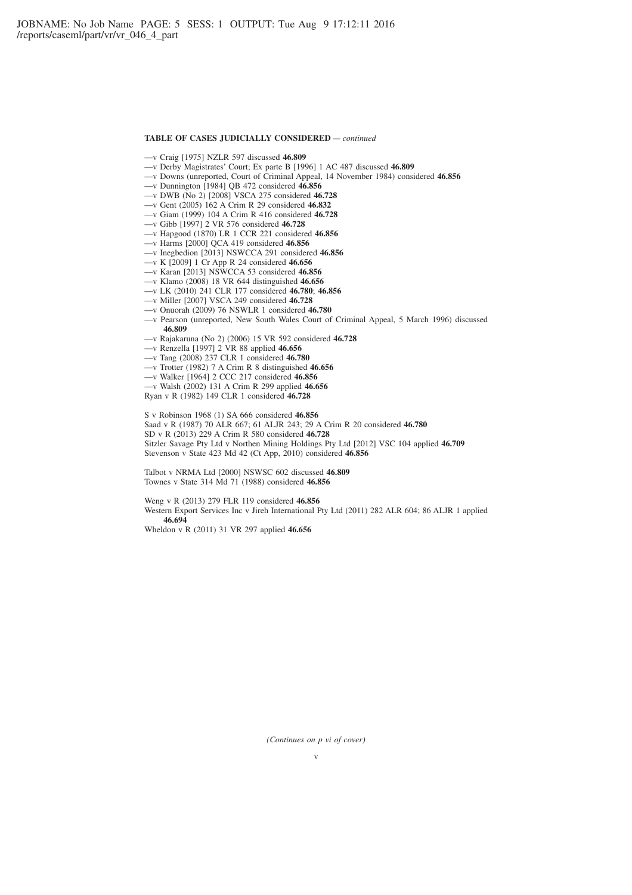**TABLE OF CASES JUDICIALLY CONSIDERED** — *continued*

—v Craig [1975] NZLR 597 discussed **46.809**
—v Derby Magistrates' Court; Ex parte B [1996] 1 AC 487 discussed **46.809**
—v Downs (unreported, Court of Criminal Appeal, 14 November 1984) considered **46.856**
—v Dunnington [1984] QB 472 considered **46.856**
—v DWB (No 2) [2008] VSCA 275 considered **46.728**
—v Gent (2005) 162 A Crim R 29 considered **46.832**
—v Giam (1999) 104 A Crim R 416 considered **46.728**
—v Gibb [1997] 2 VR 576 considered **46.728**
—v Hapgood (1870) LR 1 CCR 221 considered **46.856**
—v Harms [2000] QCA 419 considered **46.856**
—v Inegbedion [2013] NSWCCA 291 considered **46.856**
—v K [2009] 1 Cr App R 24 considered **46.656**
—v Karan [2013] NSWCCA 53 considered **46.856**
—v Klamo (2008) 18 VR 644 distinguished **46.656**
—v LK (2010) 241 CLR 177 considered **46.780**; **46.856**
—v Miller [2007] VSCA 249 considered **46.728**
—v Onuorah (2009) 76 NSWLR 1 considered **46.780**
—v Pearson (unreported, New South Wales Court of Criminal Appeal, 5 March 1996) discussed **46.809**
—v Rajakaruna (No 2) (2006) 15 VR 592 considered **46.728**
—v Renzella [1997] 2 VR 88 applied **46.656**
—v Tang (2008) 237 CLR 1 considered **46.780**
—v Trotter (1982) 7 A Crim R 8 distinguished **46.656**
—v Walker [1964] 2 CCC 217 considered **46.856**
—v Walsh (2002) 131 A Crim R 299 applied **46.656**
Ryan v R (1982) 149 CLR 1 considered **46.728**

S v Robinson 1968 (1) SA 666 considered **46.856**
Saad v R (1987) 70 ALR 667; 61 ALJR 243; 29 A Crim R 20 considered **46.780**
SD v R (2013) 229 A Crim R 580 considered **46.728**
Sitzler Savage Pty Ltd v Northen Mining Holdings Pty Ltd [2012] VSC 104 applied **46.709**
Stevenson v State 423 Md 42 (Ct App, 2010) considered **46.856**

Talbot v NRMA Ltd [2000] NSWSC 602 discussed **46.809**
Townes v State 314 Md 71 (1988) considered **46.856**

Weng v R (2013) 279 FLR 119 considered **46.856**
Western Export Services Inc v Jireh International Pty Ltd (2011) 282 ALR 604; 86 ALJR 1 applied **46.694**
Wheldon v R (2011) 31 VR 297 applied **46.656**

*(Continues on p vi of cover)*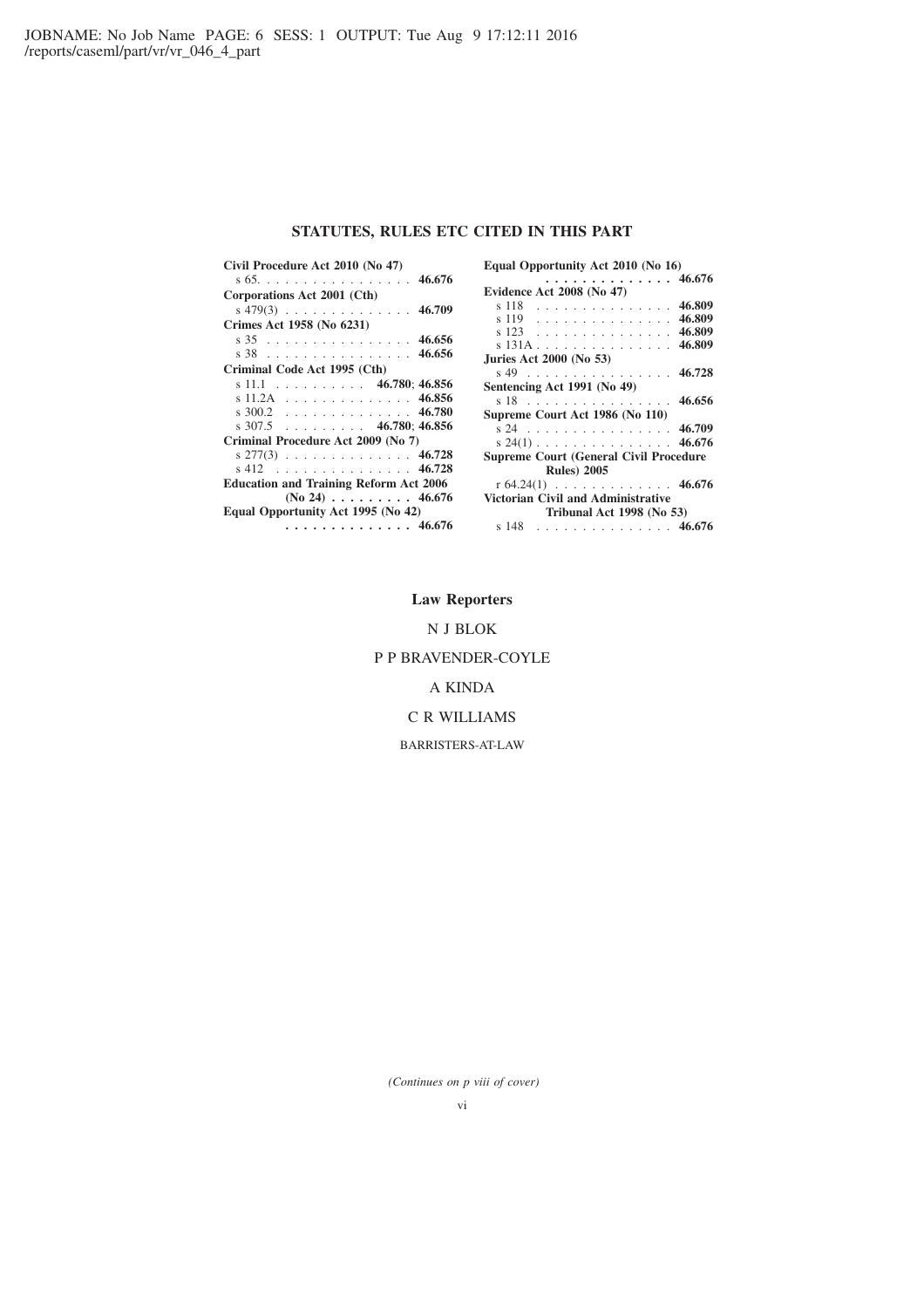## STATUTES, RULES ETC CITED IN THIS PART

**Civil Procedure Act 2010 (No 47)**
s 65. . . . . . . . . . . . . . . . . **46.676**

**Corporations Act 2001 (Cth)**
s 479(3) . . . . . . . . . . . . . . **46.709**

**Crimes Act 1958 (No 6231)**
s 35 . . . . . . . . . . . . . . . . **46.656**
s 38 . . . . . . . . . . . . . . . . **46.656**

**Criminal Code Act 1995 (Cth)**
s 11.1 . . . . . . . . . . **46.780**; **46.856**
s 11.2A . . . . . . . . . . . . . . **46.856**
s 300.2 . . . . . . . . . . . . . . **46.780**
s 307.5 . . . . . . . . . **46.780**; **46.856**

**Criminal Procedure Act 2009 (No 7)**
s 277(3) . . . . . . . . . . . . . . **46.728**
s 412 . . . . . . . . . . . . . . . **46.728**

**Education and Training Reform Act 2006 (No 24)** . . . . . . . . . 46.676

**Equal Opportunity Act 1995 (No 42)**
. . . . . . . . . . . . . . 46.676

**Equal Opportunity Act 2010 (No 16)**
. . . . . . . . . . . . . . 46.676

**Evidence Act 2008 (No 47)**
s 118 . . . . . . . . . . . . . . . **46.809**
s 119 . . . . . . . . . . . . . . . **46.809**
s 123 . . . . . . . . . . . . . . . **46.809**
s 131A . . . . . . . . . . . . . . . **46.809**

**Juries Act 2000 (No 53)**
s 49 . . . . . . . . . . . . . . . . **46.728**

**Sentencing Act 1991 (No 49)**
s 18 . . . . . . . . . . . . . . . . **46.656**

**Supreme Court Act 1986 (No 110)**
s 24 . . . . . . . . . . . . . . . . **46.709**
s 24(1) . . . . . . . . . . . . . . . **46.676**

**Supreme Court (General Civil Procedure Rules) 2005**
r 64.24(1) . . . . . . . . . . . . . **46.676**

**Victorian Civil and Administrative Tribunal Act 1998 (No 53)**
s 148 . . . . . . . . . . . . . . . **46.676**

**Law Reporters**

N J BLOK

P P BRAVENDER-COYLE

A KINDA

C R WILLIAMS

BARRISTERS-AT-LAW

*(Continues on p viii of cover)*